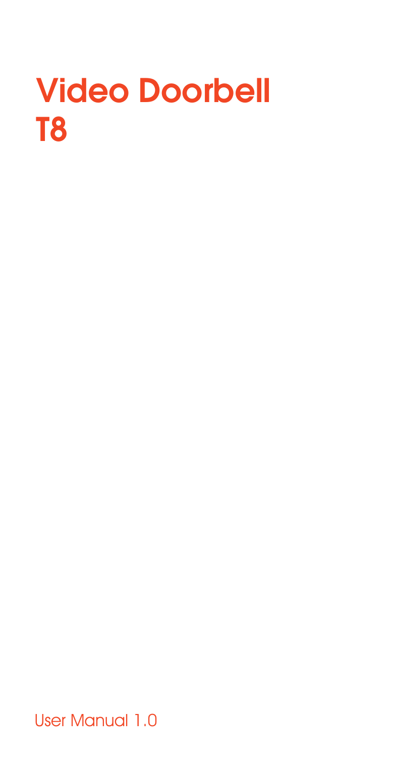# Video Doorbell T8

User Manual 1.0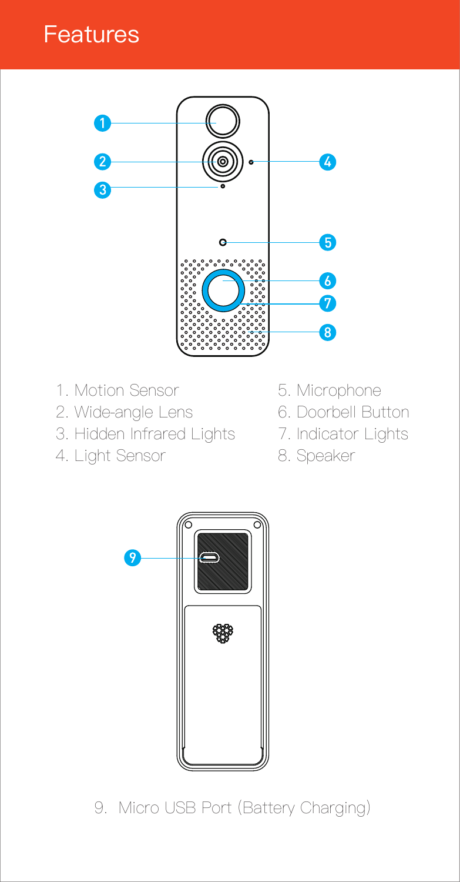# Features

1. Motion Sensor
2. Wide-angle Lens
3. Hidden Infrared Lights
4. Light Sensor
5. Microphone
6. Doorbell Button
7. Indicator Lights
8. Speaker

9. Micro USB Port (Battery Charging)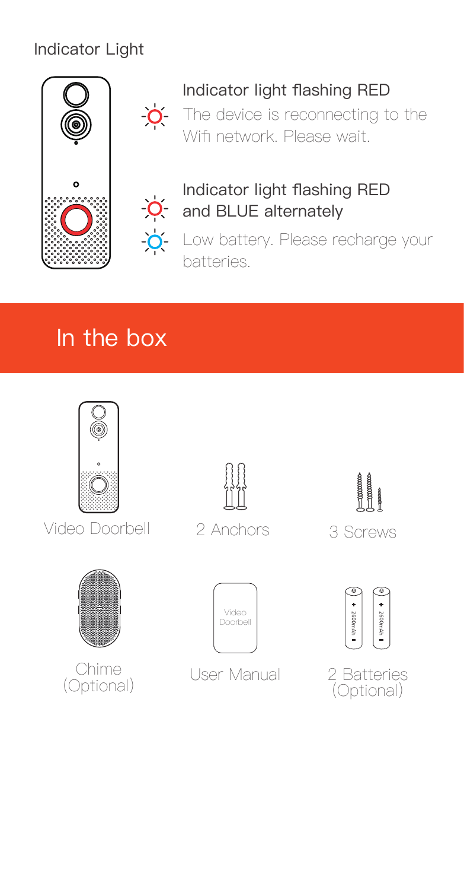## Indicator Light

**Indicator light flashing RED**

The device is reconnecting to the Wifi network. Please wait.

**Indicator light flashing RED and BLUE alternately**

Low battery. Please recharge your batteries.

## In the box

- Video Doorbell
- 2 Anchors
- 3 Screws
- Chime (Optional)
- User Manual
- 2 Batteries (Optional)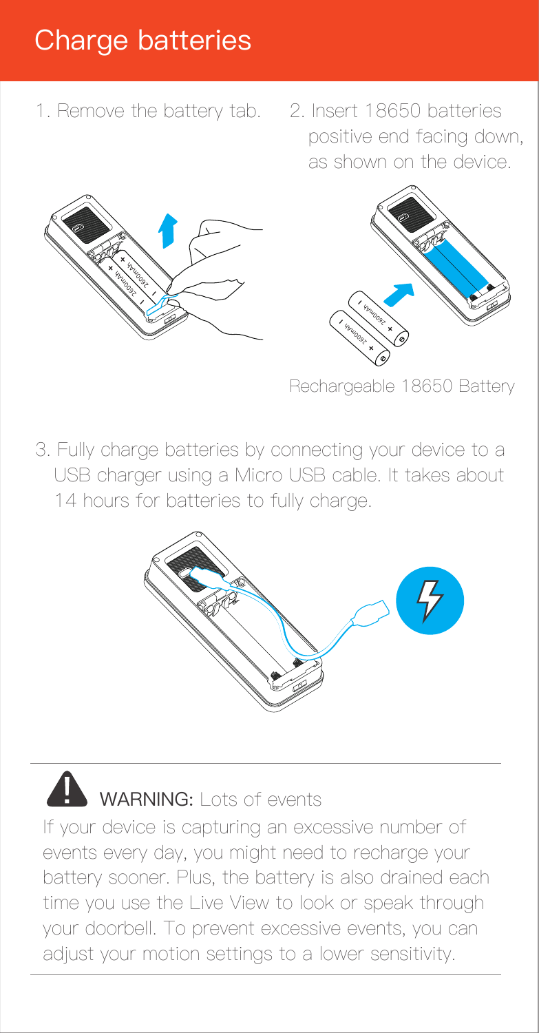# Charge batteries

1. Remove the battery tab.

2. Insert 18650 batteries positive end facing down, as shown on the device.

Rechargeable 18650 Battery

3. Fully charge batteries by connecting your device to a USB charger using a Micro USB cable. It takes about 14 hours for batteries to fully charge.

**WARNING:** Lots of events

If your device is capturing an excessive number of events every day, you might need to recharge your battery sooner. Plus, the battery is also drained each time you use the Live View to look or speak through your doorbell. To prevent excessive events, you can adjust your motion settings to a lower sensitivity.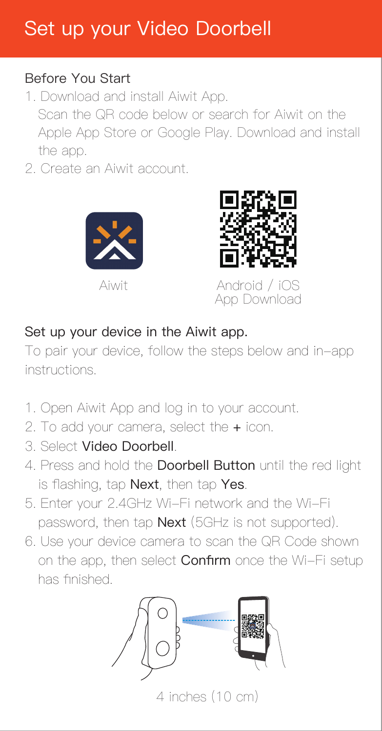# Set up your Video Doorbell

## Before You Start

1. Download and install Aiwit App.
   Scan the QR code below or search for Aiwit on the Apple App Store or Google Play. Download and install the app.
2. Create an Aiwit account.

Aiwit

Android / iOS App Download

## Set up your device in the Aiwit app.

To pair your device, follow the steps below and in-app instructions.

1. Open Aiwit App and log in to your account.
2. To add your camera, select the **+** icon.
3. Select **Video Doorbell**.
4. Press and hold the **Doorbell Button** until the red light is flashing, tap **Next**, then tap **Yes**.
5. Enter your 2.4GHz Wi-Fi network and the Wi-Fi password, then tap **Next** (5GHz is not supported).
6. Use your device camera to scan the QR Code shown on the app, then select **Confirm** once the Wi-Fi setup has finished.

4 inches (10 cm)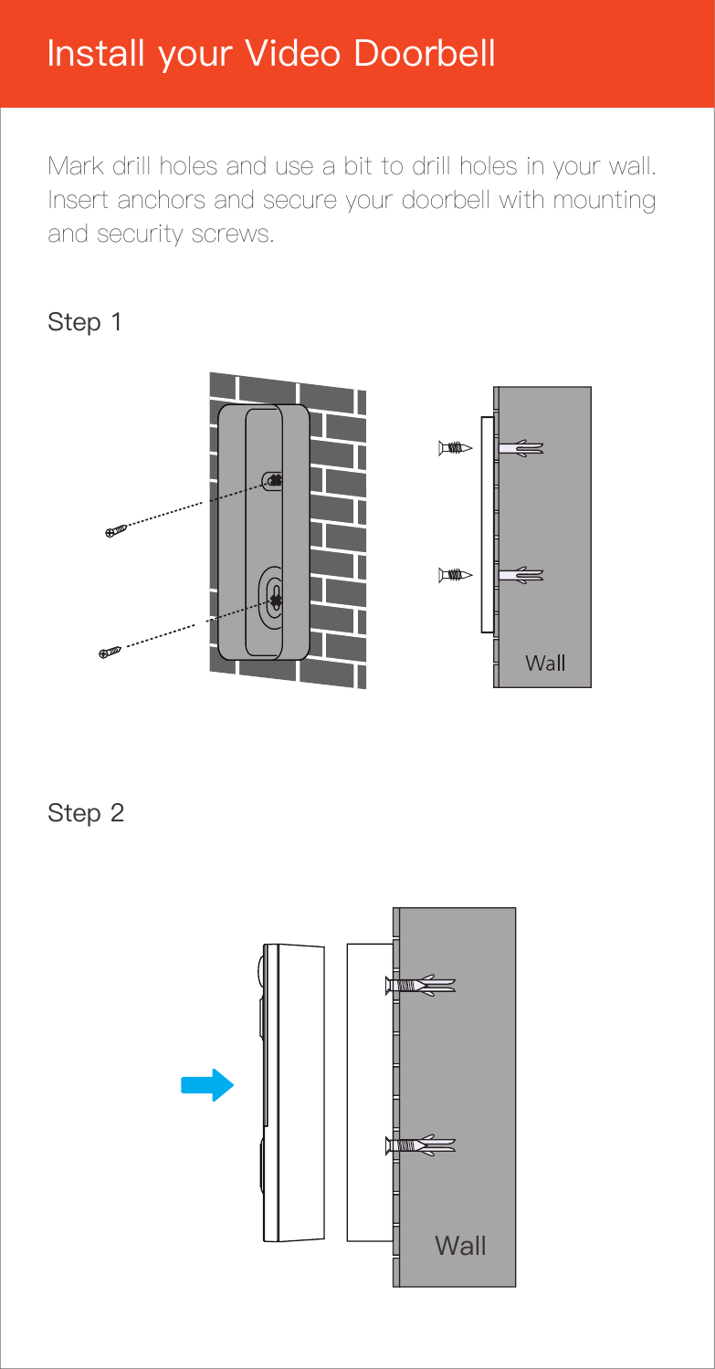# Install your Video Doorbell

Mark drill holes and use a bit to drill holes in your wall. Insert anchors and secure your doorbell with mounting and security screws.

Step 1

Wall

Step 2

Wall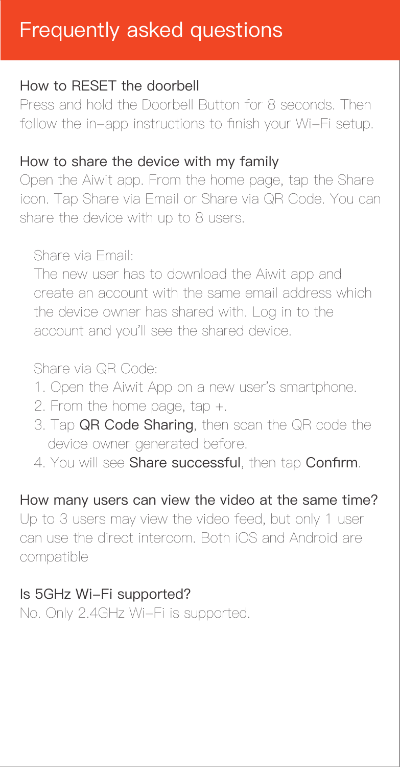# Frequently asked questions

## How to RESET the doorbell

Press and hold the Doorbell Button for 8 seconds. Then follow the in-app instructions to finish your Wi-Fi setup.

## How to share the device with my family

Open the Aiwit app. From the home page, tap the Share icon. Tap Share via Email or Share via QR Code. You can share the device with up to 8 users.

Share via Email:

The new user has to download the Aiwit app and create an account with the same email address which the device owner has shared with. Log in to the account and you'll see the shared device.

Share via QR Code:

1. Open the Aiwit App on a new user's smartphone.
2. From the home page, tap +.
3. Tap **QR Code Sharing**, then scan the QR code the device owner generated before.
4. You will see **Share successful**, then tap **Confirm**.

## How many users can view the video at the same time?

Up to 3 users may view the video feed, but only 1 user can use the direct intercom. Both iOS and Android are compatible

## Is 5GHz Wi-Fi supported?

No. Only 2.4GHz Wi-Fi is supported.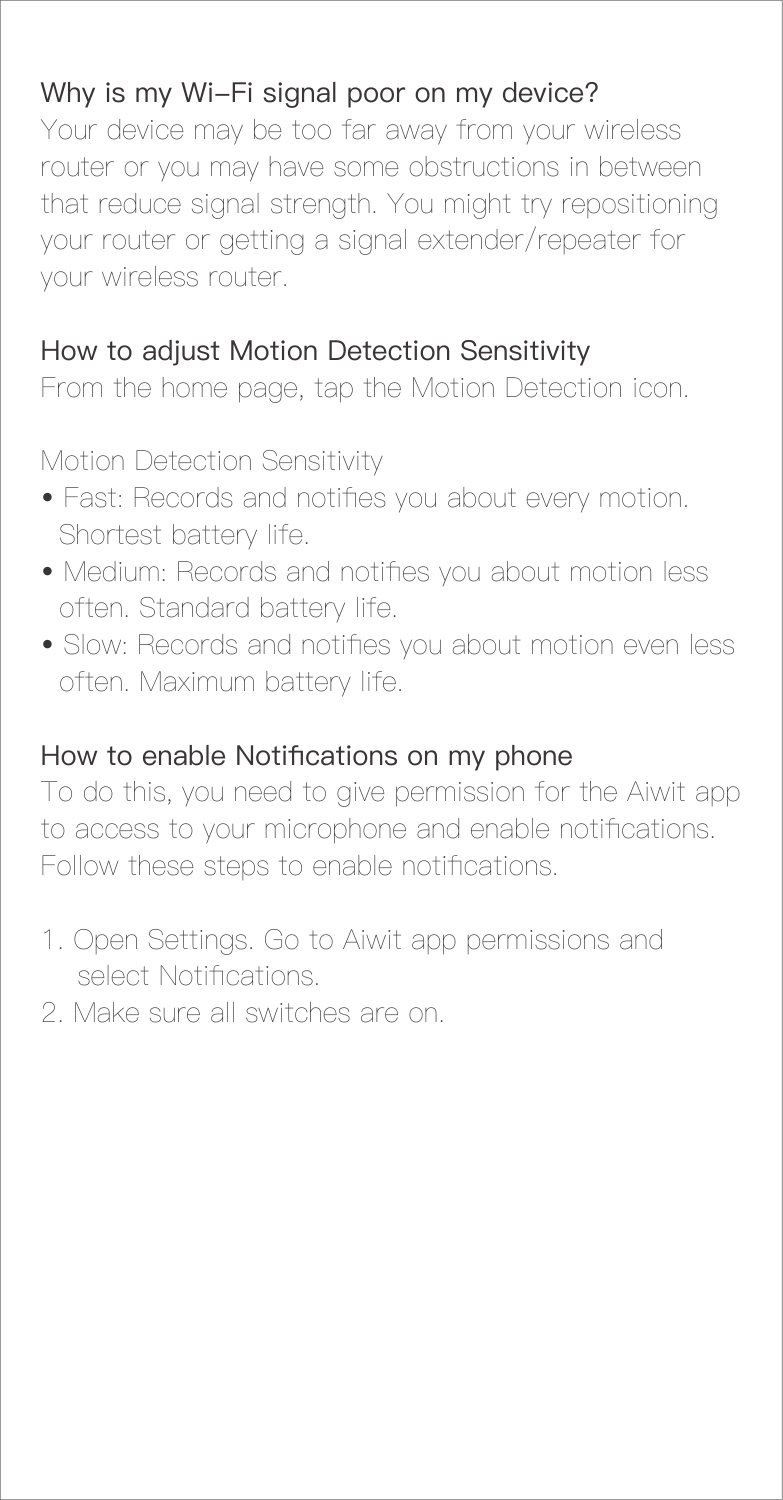## Why is my Wi-Fi signal poor on my device?

Your device may be too far away from your wireless router or you may have some obstructions in between that reduce signal strength. You might try repositioning your router or getting a signal extender/repeater for your wireless router.

## How to adjust Motion Detection Sensitivity

From the home page, tap the Motion Detection icon.

Motion Detection Sensitivity

- Fast: Records and notifies you about every motion. Shortest battery life.
- Medium: Records and notifies you about motion less often. Standard battery life.
- Slow: Records and notifies you about motion even less often. Maximum battery life.

## How to enable Notifications on my phone

To do this, you need to give permission for the Aiwit app to access to your microphone and enable notifications. Follow these steps to enable notifications.

1. Open Settings. Go to Aiwit app permissions and select Notifications.
2. Make sure all switches are on.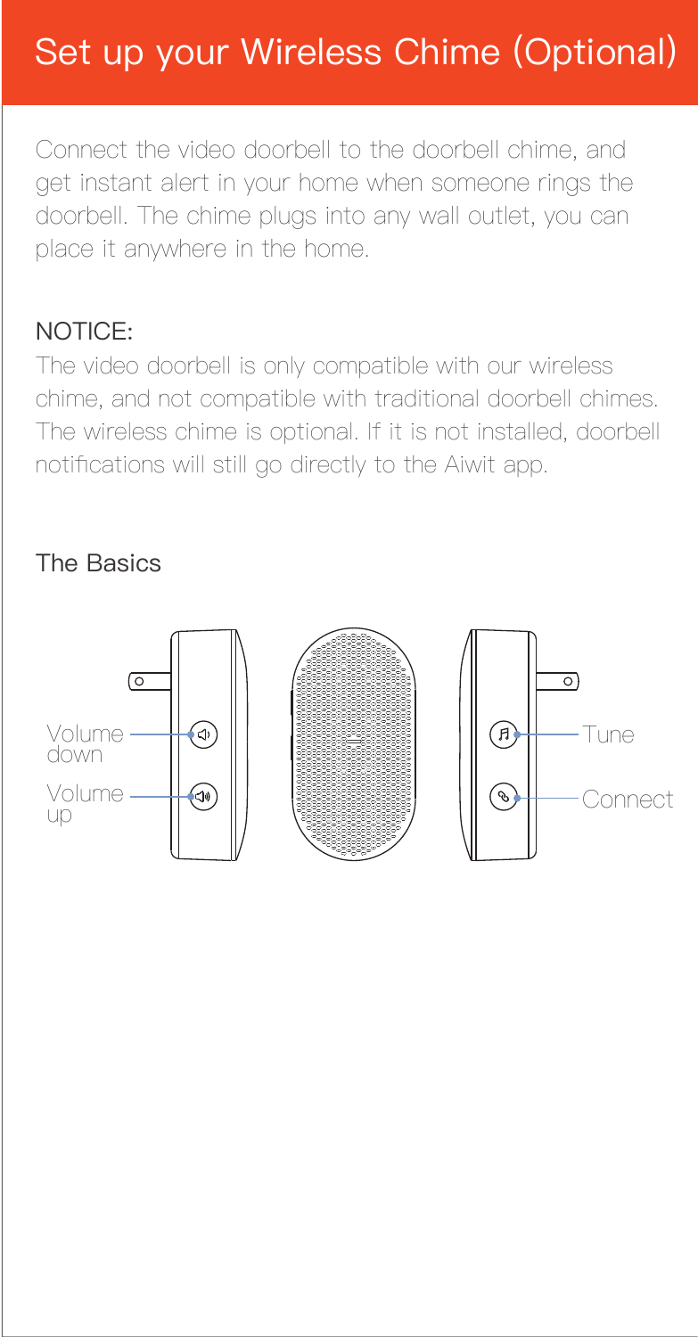# Set up your Wireless Chime (Optional)

Connect the video doorbell to the doorbell chime, and get instant alert in your home when someone rings the doorbell. The chime plugs into any wall outlet, you can place it anywhere in the home.

NOTICE:

The video doorbell is only compatible with our wireless chime, and not compatible with traditional doorbell chimes. The wireless chime is optional. If it is not installed, doorbell notifications will still go directly to the Aiwit app.

## The Basics

Volume down

Volume up

Tune

Connect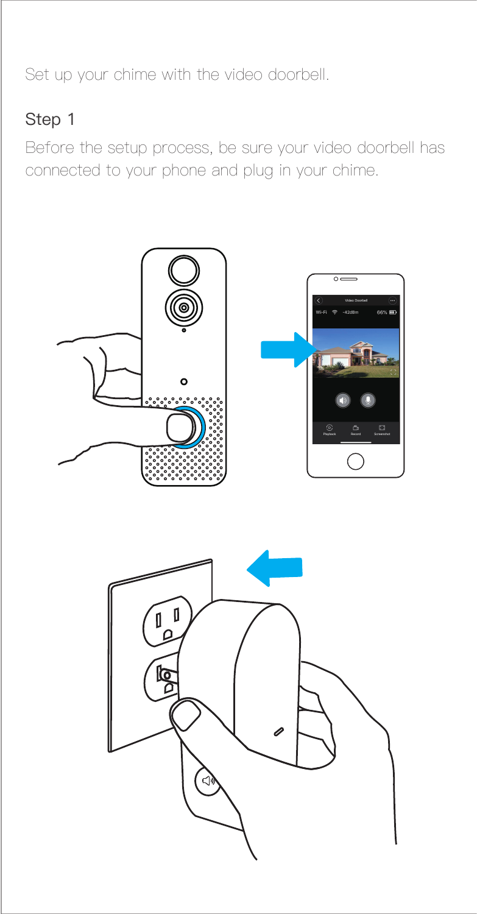Set up your chime with the video doorbell.

## Step 1

Before the setup process, be sure your video doorbell has connected to your phone and plug in your chime.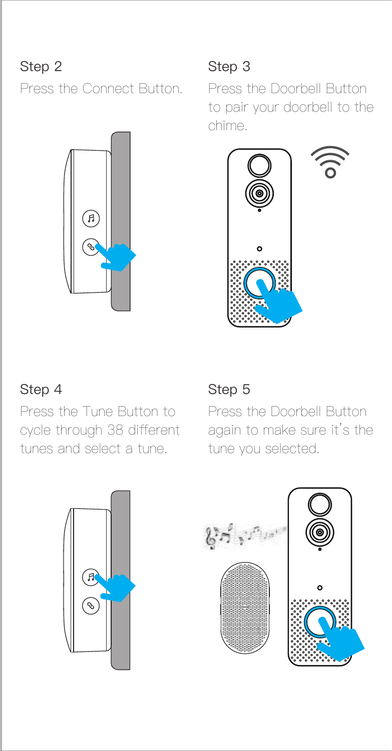## Step 2

Press the Connect Button.

## Step 3

Press the Doorbell Button to pair your doorbell to the chime.

## Step 4

Press the Tune Button to cycle through 38 different tunes and select a tune.

## Step 5

Press the Doorbell Button again to make sure it's the tune you selected.